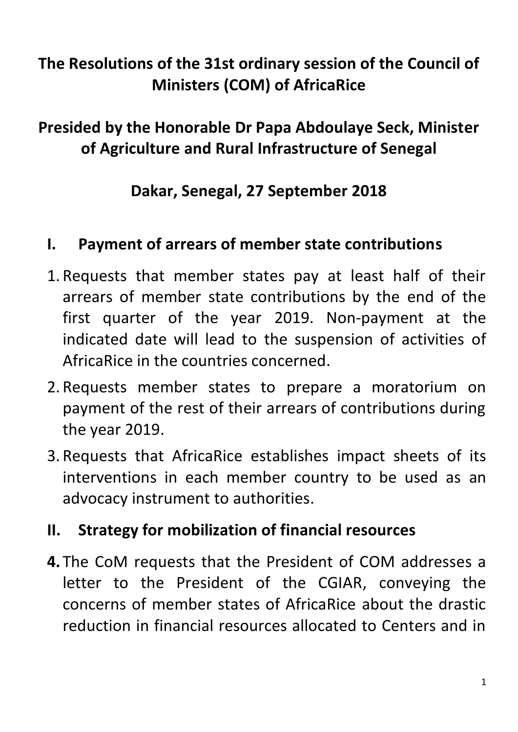# The Resolutions of the 31st ordinary session of the Council of Ministers (COM) of AfricaRice

## Presided by the Honorable Dr Papa Abdoulaye Seck, Minister of Agriculture and Rural Infrastructure of Senegal

## Dakar, Senegal, 27 September 2018

## I. Payment of arrears of member state contributions

1. Requests that member states pay at least half of their arrears of member state contributions by the end of the first quarter of the year 2019. Non-payment at the indicated date will lead to the suspension of activities of AfricaRice in the countries concerned.
2. Requests member states to prepare a moratorium on payment of the rest of their arrears of contributions during the year 2019.
3. Requests that AfricaRice establishes impact sheets of its interventions in each member country to be used as an advocacy instrument to authorities.

## II. Strategy for mobilization of financial resources

4. The CoM requests that the President of COM addresses a letter to the President of the CGIAR, conveying the concerns of member states of AfricaRice about the drastic reduction in financial resources allocated to Centers and in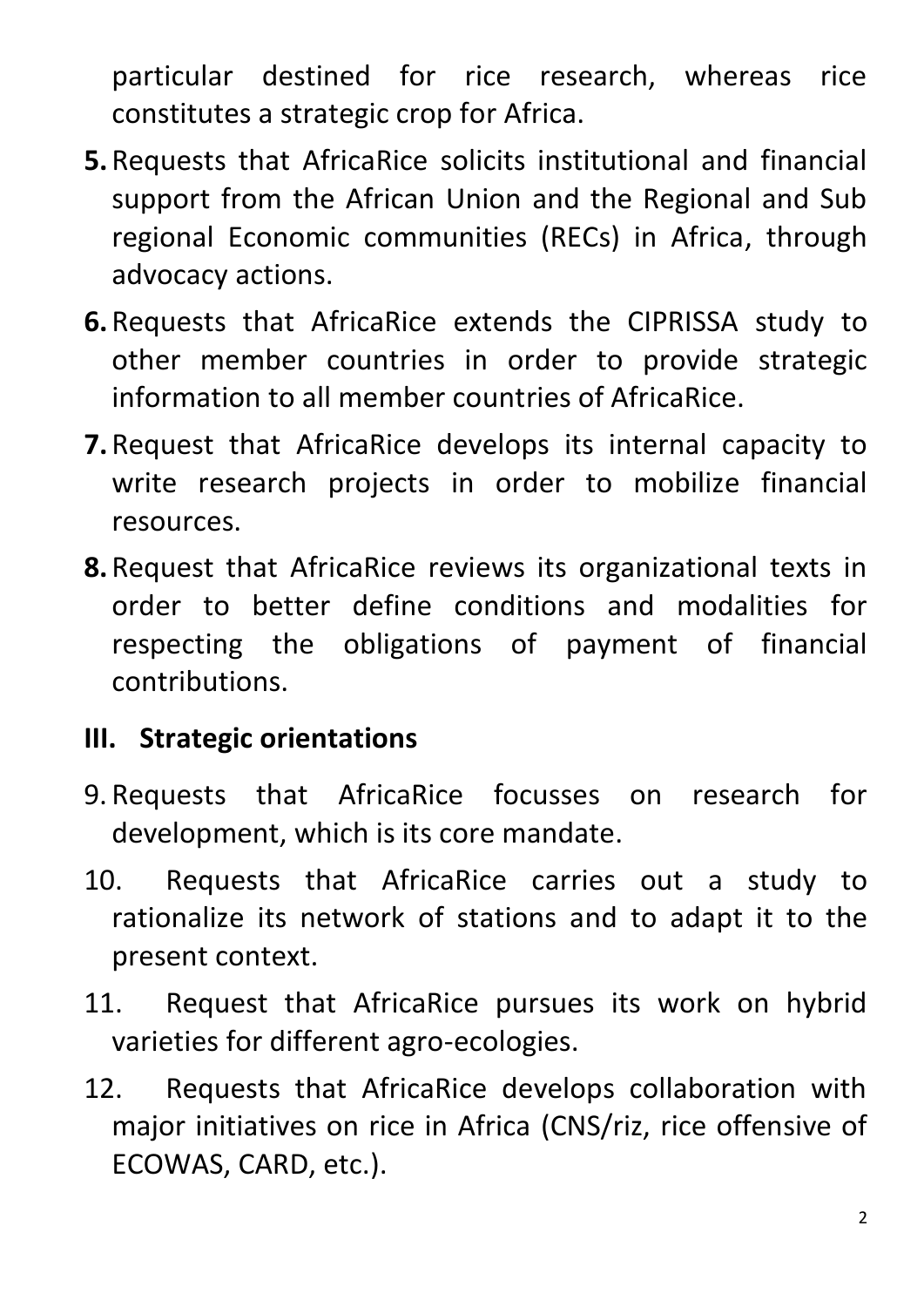particular destined for rice research, whereas rice constitutes a strategic crop for Africa.

**5.** Requests that AfricaRice solicits institutional and financial support from the African Union and the Regional and Sub regional Economic communities (RECs) in Africa, through advocacy actions.

**6.** Requests that AfricaRice extends the CIPRISSA study to other member countries in order to provide strategic information to all member countries of AfricaRice.

**7.** Request that AfricaRice develops its internal capacity to write research projects in order to mobilize financial resources.

**8.** Request that AfricaRice reviews its organizational texts in order to better define conditions and modalities for respecting the obligations of payment of financial contributions.

## III. Strategic orientations

9. Requests that AfricaRice focusses on research for development, which is its core mandate.

10. Requests that AfricaRice carries out a study to rationalize its network of stations and to adapt it to the present context.

11. Request that AfricaRice pursues its work on hybrid varieties for different agro-ecologies.

12. Requests that AfricaRice develops collaboration with major initiatives on rice in Africa (CNS/riz, rice offensive of ECOWAS, CARD, etc.).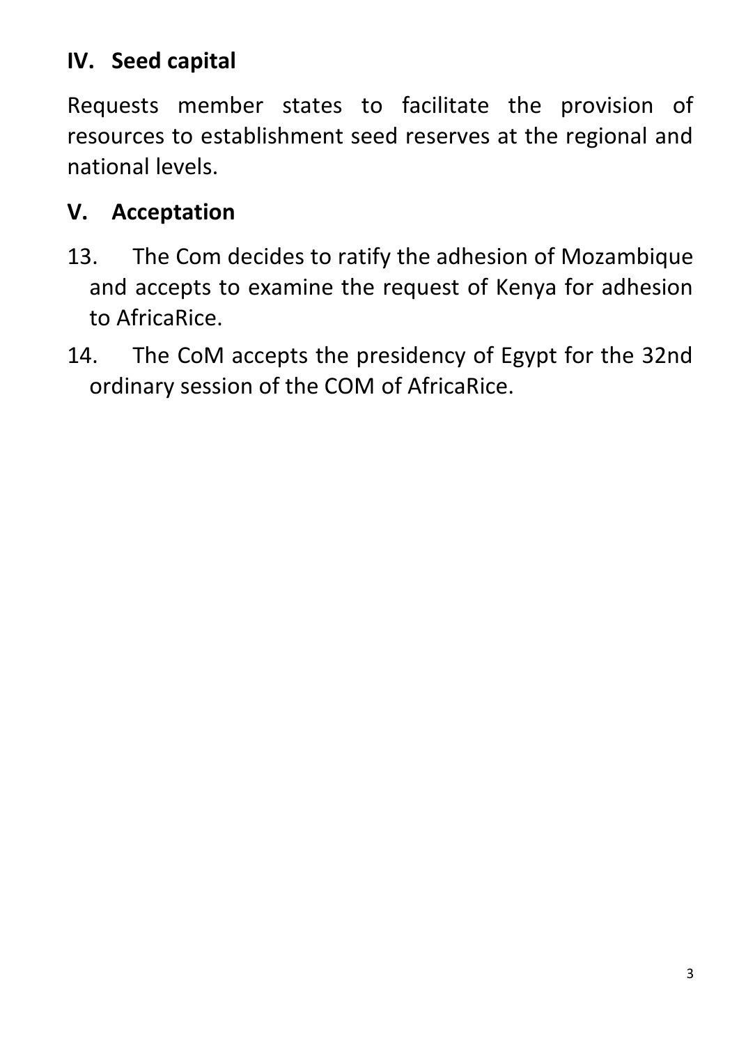## IV. Seed capital

Requests member states to facilitate the provision of resources to establishment seed reserves at the regional and national levels.

## V. Acceptation

13. The Com decides to ratify the adhesion of Mozambique and accepts to examine the request of Kenya for adhesion to AfricaRice.

14. The CoM accepts the presidency of Egypt for the 32nd ordinary session of the COM of AfricaRice.